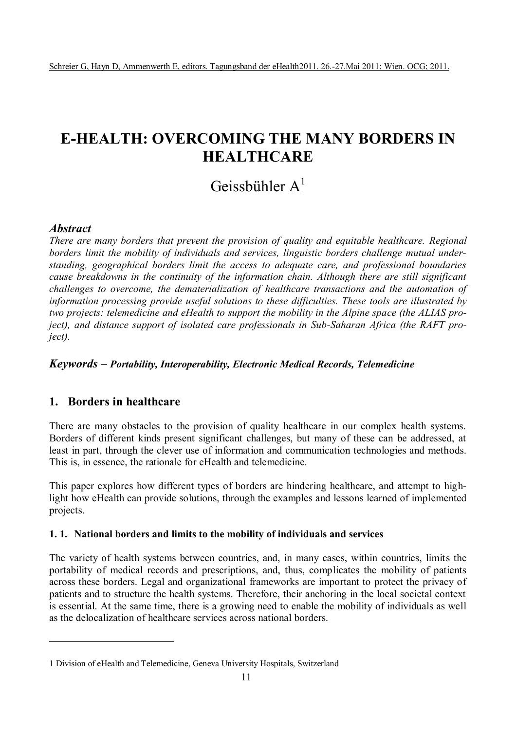Schreier G, Hayn D, Ammenwerth E, editors. Tagungsband der eHealth2011. 26.-27.Mai 2011; Wien. OCG; 2011.

# E-HEALTH: OVERCOMING THE MANY BORDERS IN HEALTHCARE

Geissbühler A[1]

### *Abstract*

*There are many borders that prevent the provision of quality and equitable healthcare. Regional borders limit the mobility of individuals and services, linguistic borders challenge mutual understanding, geographical borders limit the access to adequate care, and professional boundaries cause breakdowns in the continuity of the information chain. Although there are still significant challenges to overcome, the dematerialization of healthcare transactions and the automation of information processing provide useful solutions to these difficulties. These tools are illustrated by two projects: telemedicine and eHealth to support the mobility in the Alpine space (the ALIAS project), and distance support of isolated care professionals in Sub-Saharan Africa (the RAFT project).*

***Keywords – Portability, Interoperability, Electronic Medical Records, Telemedicine***

## 1. Borders in healthcare

There are many obstacles to the provision of quality healthcare in our complex health systems. Borders of different kinds present significant challenges, but many of these can be addressed, at least in part, through the clever use of information and communication technologies and methods. This is, in essence, the rationale for eHealth and telemedicine.

This paper explores how different types of borders are hindering healthcare, and attempt to highlight how eHealth can provide solutions, through the examples and lessons learned of implemented projects.

### 1. 1. National borders and limits to the mobility of individuals and services

The variety of health systems between countries, and, in many cases, within countries, limits the portability of medical records and prescriptions, and, thus, complicates the mobility of patients across these borders. Legal and organizational frameworks are important to protect the privacy of patients and to structure the health systems. Therefore, their anchoring in the local societal context is essential. At the same time, there is a growing need to enable the mobility of individuals as well as the delocalization of healthcare services across national borders.

---

1 Division of eHealth and Telemedicine, Geneva University Hospitals, Switzerland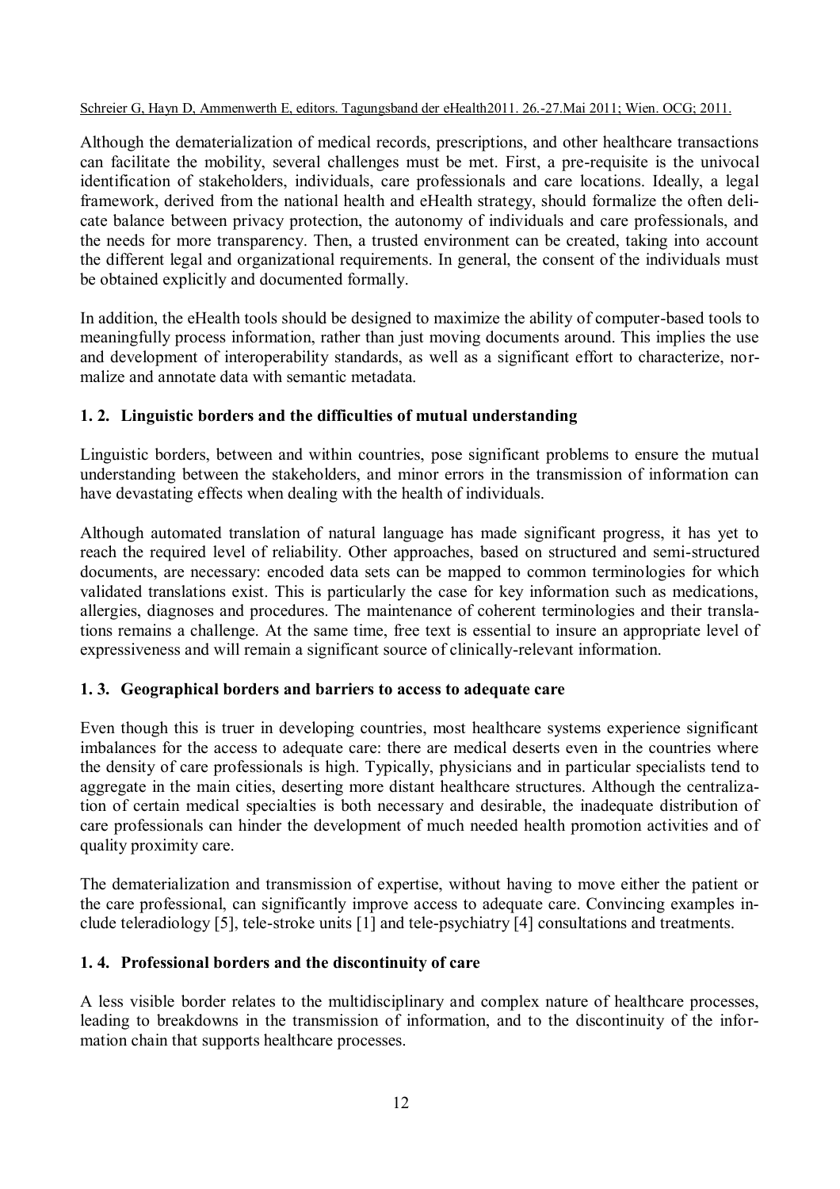Although the dematerialization of medical records, prescriptions, and other healthcare transactions can facilitate the mobility, several challenges must be met. First, a pre-requisite is the univocal identification of stakeholders, individuals, care professionals and care locations. Ideally, a legal framework, derived from the national health and eHealth strategy, should formalize the often delicate balance between privacy protection, the autonomy of individuals and care professionals, and the needs for more transparency. Then, a trusted environment can be created, taking into account the different legal and organizational requirements. In general, the consent of the individuals must be obtained explicitly and documented formally.

In addition, the eHealth tools should be designed to maximize the ability of computer-based tools to meaningfully process information, rather than just moving documents around. This implies the use and development of interoperability standards, as well as a significant effort to characterize, normalize and annotate data with semantic metadata.

### 1. 2. Linguistic borders and the difficulties of mutual understanding

Linguistic borders, between and within countries, pose significant problems to ensure the mutual understanding between the stakeholders, and minor errors in the transmission of information can have devastating effects when dealing with the health of individuals.

Although automated translation of natural language has made significant progress, it has yet to reach the required level of reliability. Other approaches, based on structured and semi-structured documents, are necessary: encoded data sets can be mapped to common terminologies for which validated translations exist. This is particularly the case for key information such as medications, allergies, diagnoses and procedures. The maintenance of coherent terminologies and their translations remains a challenge. At the same time, free text is essential to insure an appropriate level of expressiveness and will remain a significant source of clinically-relevant information.

### 1. 3. Geographical borders and barriers to access to adequate care

Even though this is truer in developing countries, most healthcare systems experience significant imbalances for the access to adequate care: there are medical deserts even in the countries where the density of care professionals is high. Typically, physicians and in particular specialists tend to aggregate in the main cities, deserting more distant healthcare structures. Although the centralization of certain medical specialties is both necessary and desirable, the inadequate distribution of care professionals can hinder the development of much needed health promotion activities and of quality proximity care.

The dematerialization and transmission of expertise, without having to move either the patient or the care professional, can significantly improve access to adequate care. Convincing examples include teleradiology [5], tele-stroke units [1] and tele-psychiatry [4] consultations and treatments.

### 1. 4. Professional borders and the discontinuity of care

A less visible border relates to the multidisciplinary and complex nature of healthcare processes, leading to breakdowns in the transmission of information, and to the discontinuity of the information chain that supports healthcare processes.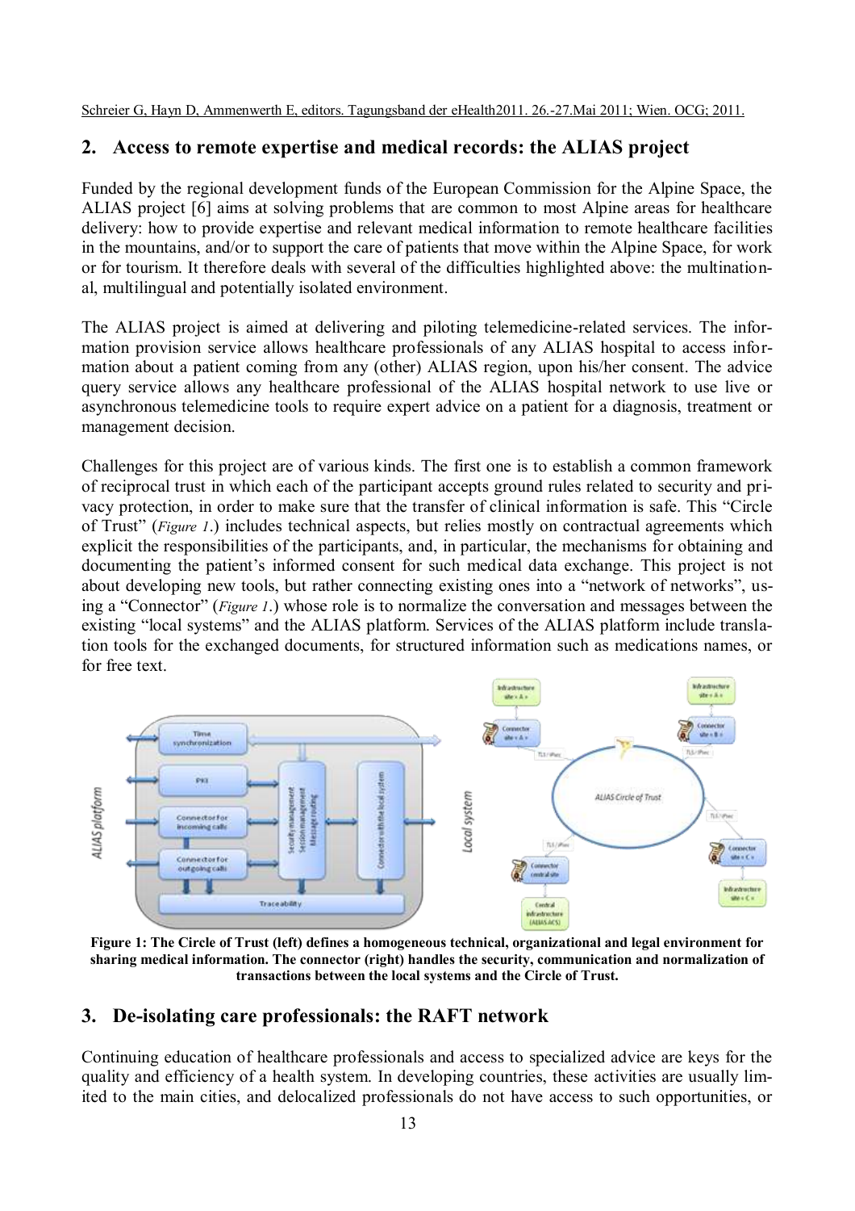## 2. Access to remote expertise and medical records: the ALIAS project

Funded by the regional development funds of the European Commission for the Alpine Space, the ALIAS project [6] aims at solving problems that are common to most Alpine areas for healthcare delivery: how to provide expertise and relevant medical information to remote healthcare facilities in the mountains, and/or to support the care of patients that move within the Alpine Space, for work or for tourism. It therefore deals with several of the difficulties highlighted above: the multinational, multilingual and potentially isolated environment.

The ALIAS project is aimed at delivering and piloting telemedicine-related services. The information provision service allows healthcare professionals of any ALIAS hospital to access information about a patient coming from any (other) ALIAS region, upon his/her consent. The advice query service allows any healthcare professional of the ALIAS hospital network to use live or asynchronous telemedicine tools to require expert advice on a patient for a diagnosis, treatment or management decision.

Challenges for this project are of various kinds. The first one is to establish a common framework of reciprocal trust in which each of the participant accepts ground rules related to security and privacy protection, in order to make sure that the transfer of clinical information is safe. This "Circle of Trust" (*Figure 1*.) includes technical aspects, but relies mostly on contractual agreements which explicit the responsibilities of the participants, and, in particular, the mechanisms for obtaining and documenting the patient's informed consent for such medical data exchange. This project is not about developing new tools, but rather connecting existing ones into a "network of networks", using a "Connector" (*Figure 1*.) whose role is to normalize the conversation and messages between the existing "local systems" and the ALIAS platform. Services of the ALIAS platform include translation tools for the exchanged documents, for structured information such as medications names, or for free text.

**Figure 1: The Circle of Trust (left) defines a homogeneous technical, organizational and legal environment for sharing medical information. The connector (right) handles the security, communication and normalization of transactions between the local systems and the Circle of Trust.**

## 3. De-isolating care professionals: the RAFT network

Continuing education of healthcare professionals and access to specialized advice are keys for the quality and efficiency of a health system. In developing countries, these activities are usually limited to the main cities, and delocalized professionals do not have access to such opportunities, or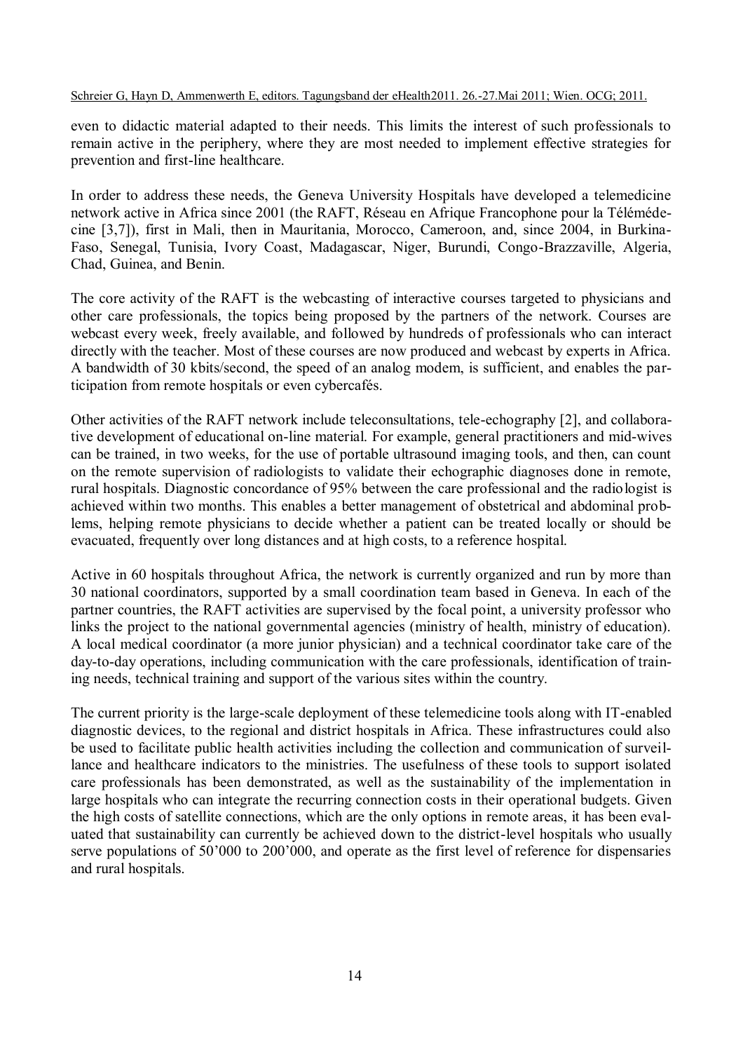even to didactic material adapted to their needs. This limits the interest of such professionals to remain active in the periphery, where they are most needed to implement effective strategies for prevention and first-line healthcare.

In order to address these needs, the Geneva University Hospitals have developed a telemedicine network active in Africa since 2001 (the RAFT, Réseau en Afrique Francophone pour la Télémédecine [3,7]), first in Mali, then in Mauritania, Morocco, Cameroon, and, since 2004, in Burkina-Faso, Senegal, Tunisia, Ivory Coast, Madagascar, Niger, Burundi, Congo-Brazzaville, Algeria, Chad, Guinea, and Benin.

The core activity of the RAFT is the webcasting of interactive courses targeted to physicians and other care professionals, the topics being proposed by the partners of the network. Courses are webcast every week, freely available, and followed by hundreds of professionals who can interact directly with the teacher. Most of these courses are now produced and webcast by experts in Africa. A bandwidth of 30 kbits/second, the speed of an analog modem, is sufficient, and enables the participation from remote hospitals or even cybercafés.

Other activities of the RAFT network include teleconsultations, tele-echography [2], and collaborative development of educational on-line material. For example, general practitioners and mid-wives can be trained, in two weeks, for the use of portable ultrasound imaging tools, and then, can count on the remote supervision of radiologists to validate their echographic diagnoses done in remote, rural hospitals. Diagnostic concordance of 95% between the care professional and the radiologist is achieved within two months. This enables a better management of obstetrical and abdominal problems, helping remote physicians to decide whether a patient can be treated locally or should be evacuated, frequently over long distances and at high costs, to a reference hospital.

Active in 60 hospitals throughout Africa, the network is currently organized and run by more than 30 national coordinators, supported by a small coordination team based in Geneva. In each of the partner countries, the RAFT activities are supervised by the focal point, a university professor who links the project to the national governmental agencies (ministry of health, ministry of education). A local medical coordinator (a more junior physician) and a technical coordinator take care of the day-to-day operations, including communication with the care professionals, identification of training needs, technical training and support of the various sites within the country.

The current priority is the large-scale deployment of these telemedicine tools along with IT-enabled diagnostic devices, to the regional and district hospitals in Africa. These infrastructures could also be used to facilitate public health activities including the collection and communication of surveillance and healthcare indicators to the ministries. The usefulness of these tools to support isolated care professionals has been demonstrated, as well as the sustainability of the implementation in large hospitals who can integrate the recurring connection costs in their operational budgets. Given the high costs of satellite connections, which are the only options in remote areas, it has been evaluated that sustainability can currently be achieved down to the district-level hospitals who usually serve populations of 50’000 to 200’000, and operate as the first level of reference for dispensaries and rural hospitals.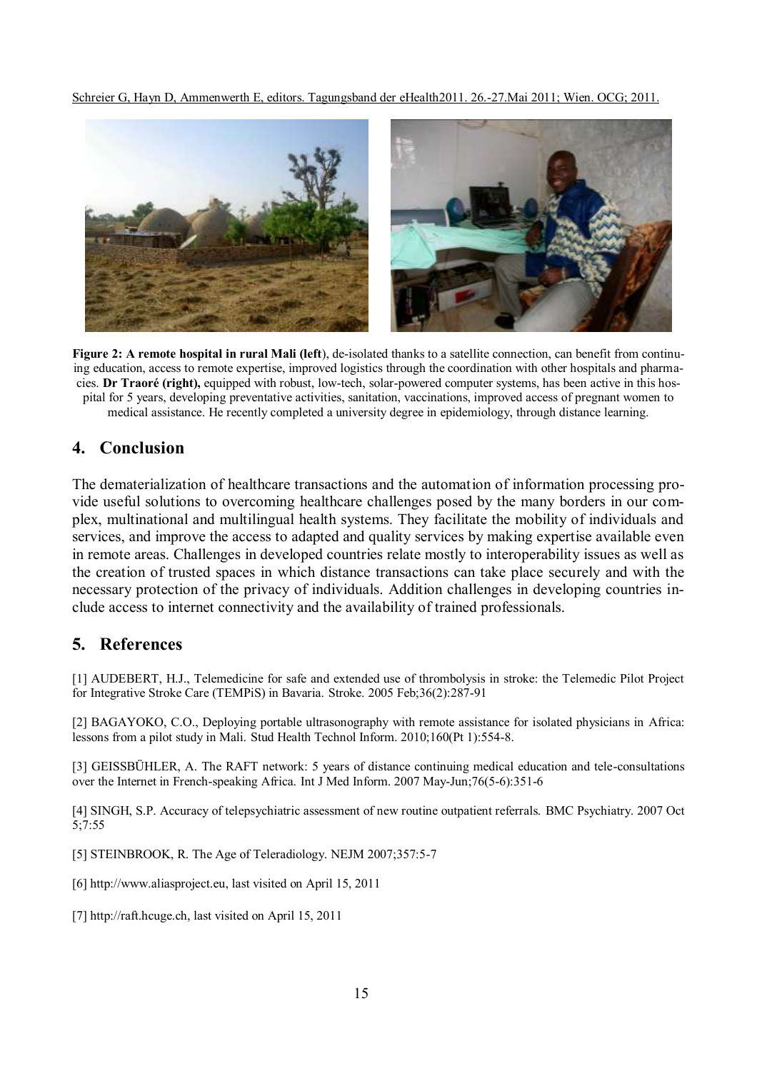**Figure 2: A remote hospital in rural Mali (left**), de-isolated thanks to a satellite connection, can benefit from continuing education, access to remote expertise, improved logistics through the coordination with other hospitals and pharmacies. **Dr Traoré (right),** equipped with robust, low-tech, solar-powered computer systems, has been active in this hospital for 5 years, developing preventative activities, sanitation, vaccinations, improved access of pregnant women to medical assistance. He recently completed a university degree in epidemiology, through distance learning.

## 4. Conclusion

The dematerialization of healthcare transactions and the automation of information processing provide useful solutions to overcoming healthcare challenges posed by the many borders in our complex, multinational and multilingual health systems. They facilitate the mobility of individuals and services, and improve the access to adapted and quality services by making expertise available even in remote areas. Challenges in developed countries relate mostly to interoperability issues as well as the creation of trusted spaces in which distance transactions can take place securely and with the necessary protection of the privacy of individuals. Addition challenges in developing countries include access to internet connectivity and the availability of trained professionals.

## 5. References

[1] AUDEBERT, H.J., Telemedicine for safe and extended use of thrombolysis in stroke: the Telemedic Pilot Project for Integrative Stroke Care (TEMPiS) in Bavaria. Stroke. 2005 Feb;36(2):287-91

[2] BAGAYOKO, C.O., Deploying portable ultrasonography with remote assistance for isolated physicians in Africa: lessons from a pilot study in Mali. Stud Health Technol Inform. 2010;160(Pt 1):554-8.

[3] GEISSBÜHLER, A. The RAFT network: 5 years of distance continuing medical education and tele-consultations over the Internet in French-speaking Africa. Int J Med Inform. 2007 May-Jun;76(5-6):351-6

[4] SINGH, S.P. Accuracy of telepsychiatric assessment of new routine outpatient referrals. BMC Psychiatry. 2007 Oct 5;7:55

[5] STEINBROOK, R. The Age of Teleradiology. NEJM 2007;357:5-7

[6] http://www.aliasproject.eu, last visited on April 15, 2011

[7] http://raft.hcuge.ch, last visited on April 15, 2011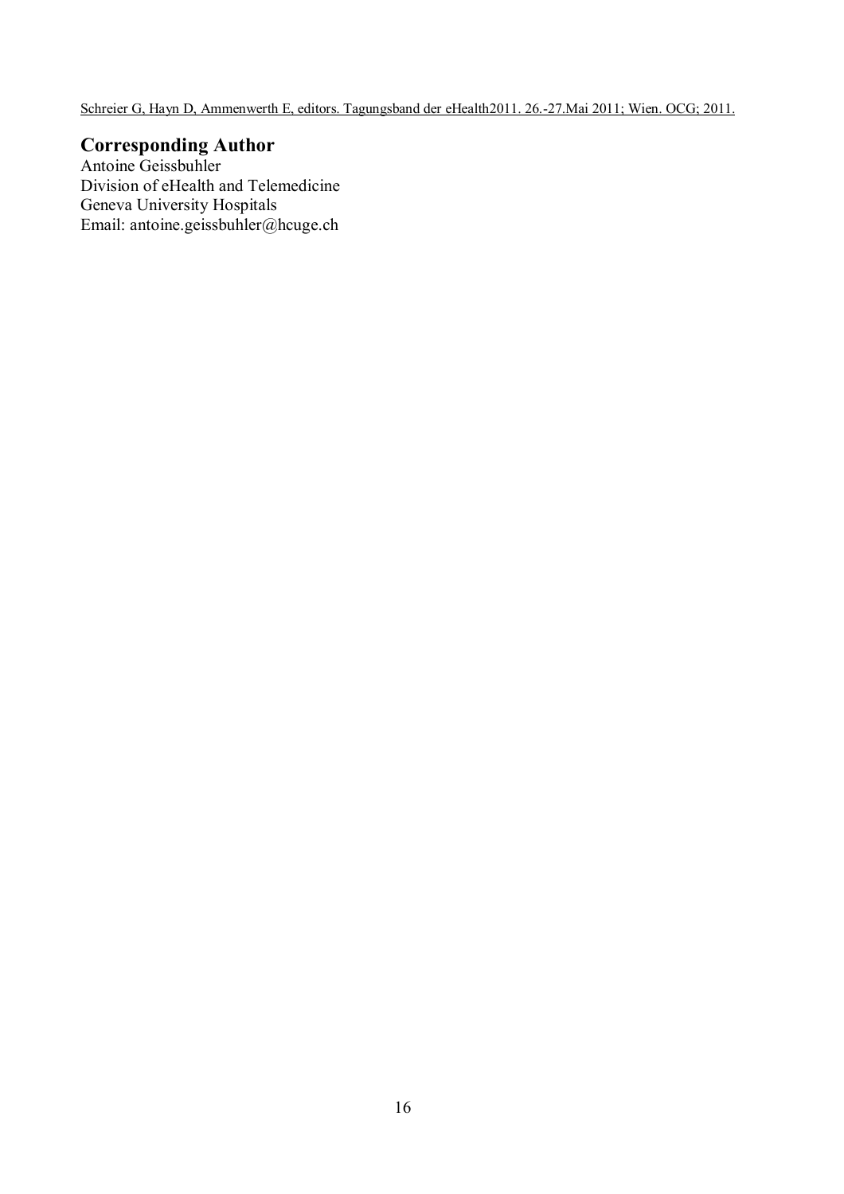Schreier G, Hayn D, Ammenwerth E, editors. Tagungsband der eHealth2011. 26.-27.Mai 2011; Wien. OCG; 2011.

## Corresponding Author

Antoine Geissbuhler
Division of eHealth and Telemedicine
Geneva University Hospitals
Email: antoine.geissbuhler@hcuge.ch